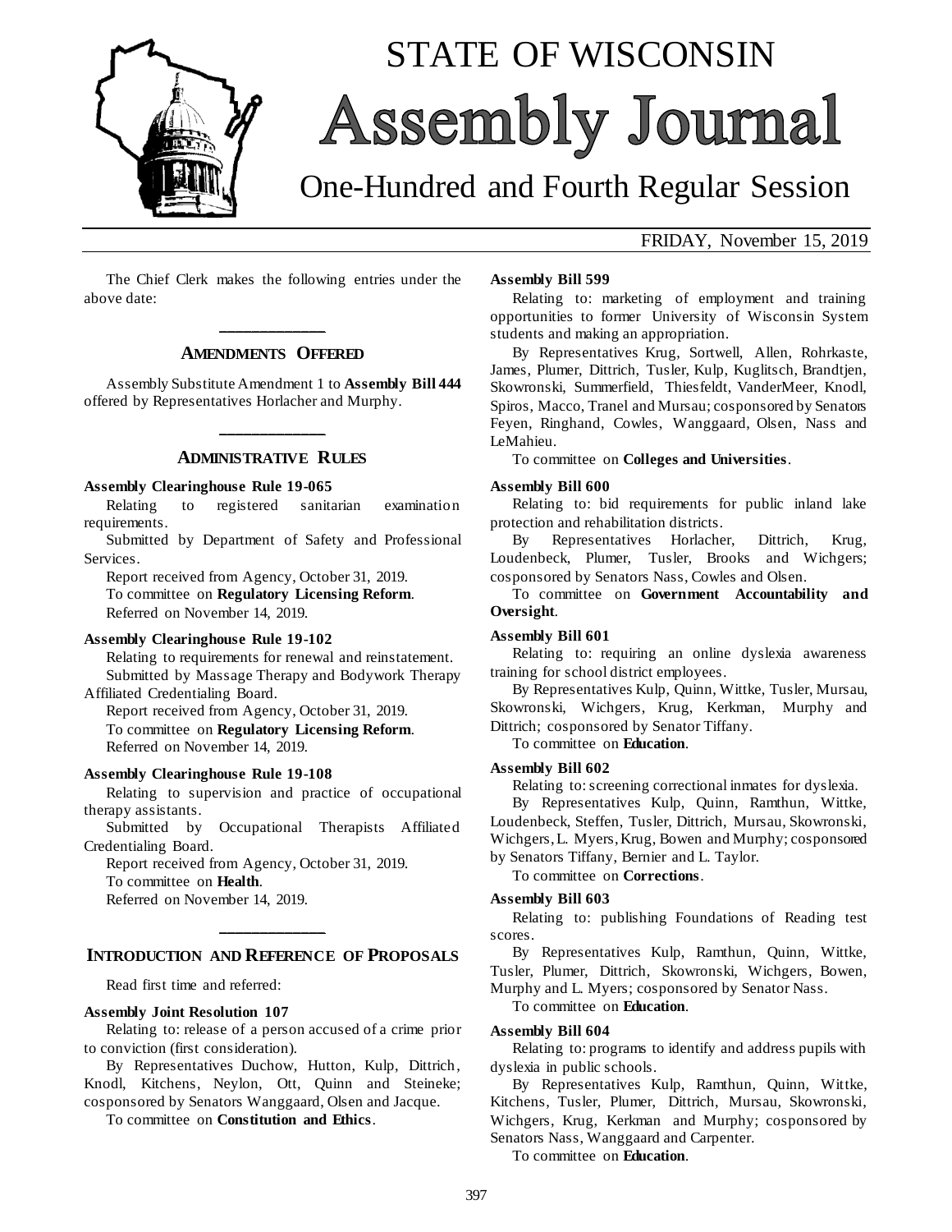# STATE OF WISCONSIN Assembly Journal

## One-Hundred and Fourth Regular Session

FRIDAY, November 15, 2019

The Chief Clerk makes the following entries under the above date:

## AMENDMENTS OFFERED

Assembly Substitute Amendment 1 to **Assembly Bill 444** offered by Representatives Horlacher and Murphy.

## ADMINISTRATIVE RULES

**Assembly Clearinghouse Rule 19-065**

Relating to registered sanitarian examination requirements.

Submitted by Department of Safety and Professional Services.

Report received from Agency, October 31, 2019.

To committee on **Regulatory Licensing Reform**.

Referred on November 14, 2019.

**Assembly Clearinghouse Rule 19-102**

Relating to requirements for renewal and reinstatement.

Submitted by Massage Therapy and Bodywork Therapy Affiliated Credentialing Board.

Report received from Agency, October 31, 2019.

To committee on **Regulatory Licensing Reform**.

Referred on November 14, 2019.

**Assembly Clearinghouse Rule 19-108**

Relating to supervision and practice of occupational therapy assistants.

Submitted by Occupational Therapists Affiliated Credentialing Board.

Report received from Agency, October 31, 2019.

To committee on **Health**.

Referred on November 14, 2019.

## INTRODUCTION AND REFERENCE OF PROPOSALS

Read first time and referred:

**Assembly Joint Resolution 107**

Relating to: release of a person accused of a crime prior to conviction (first consideration).

By Representatives Duchow, Hutton, Kulp, Dittrich, Knodl, Kitchens, Neylon, Ott, Quinn and Steineke; cosponsored by Senators Wanggaard, Olsen and Jacque.

To committee on **Constitution and Ethics**.

**Assembly Bill 599**

Relating to: marketing of employment and training opportunities to former University of Wisconsin System students and making an appropriation.

By Representatives Krug, Sortwell, Allen, Rohrkaste, James, Plumer, Dittrich, Tusler, Kulp, Kuglitsch, Brandtjen, Skowronski, Summerfield, Thiesfeldt, VanderMeer, Knodl, Spiros, Macco, Tranel and Mursau; cosponsored by Senators Feyen, Ringhand, Cowles, Wanggaard, Olsen, Nass and LeMahieu.

To committee on **Colleges and Universities**.

**Assembly Bill 600**

Relating to: bid requirements for public inland lake protection and rehabilitation districts.

By Representatives Horlacher, Dittrich, Krug, Loudenbeck, Plumer, Tusler, Brooks and Wichgers; cosponsored by Senators Nass, Cowles and Olsen.

To committee on **Government Accountability and Oversight**.

**Assembly Bill 601**

Relating to: requiring an online dyslexia awareness training for school district employees.

By Representatives Kulp, Quinn, Wittke, Tusler, Mursau, Skowronski, Wichgers, Krug, Kerkman, Murphy and Dittrich; cosponsored by Senator Tiffany.

To committee on **Education**.

**Assembly Bill 602**

Relating to: screening correctional inmates for dyslexia.

By Representatives Kulp, Quinn, Ramthun, Wittke, Loudenbeck, Steffen, Tusler, Dittrich, Mursau, Skowronski, Wichgers, L. Myers, Krug, Bowen and Murphy; cosponsored by Senators Tiffany, Bernier and L. Taylor.

To committee on **Corrections**.

**Assembly Bill 603**

Relating to: publishing Foundations of Reading test scores.

By Representatives Kulp, Ramthun, Quinn, Wittke, Tusler, Plumer, Dittrich, Skowronski, Wichgers, Bowen, Murphy and L. Myers; cosponsored by Senator Nass.

To committee on **Education**.

**Assembly Bill 604**

Relating to: programs to identify and address pupils with dyslexia in public schools.

By Representatives Kulp, Ramthun, Quinn, Wittke, Kitchens, Tusler, Plumer, Dittrich, Mursau, Skowronski, Wichgers, Krug, Kerkman and Murphy; cosponsored by Senators Nass, Wanggaard and Carpenter.

To committee on **Education**.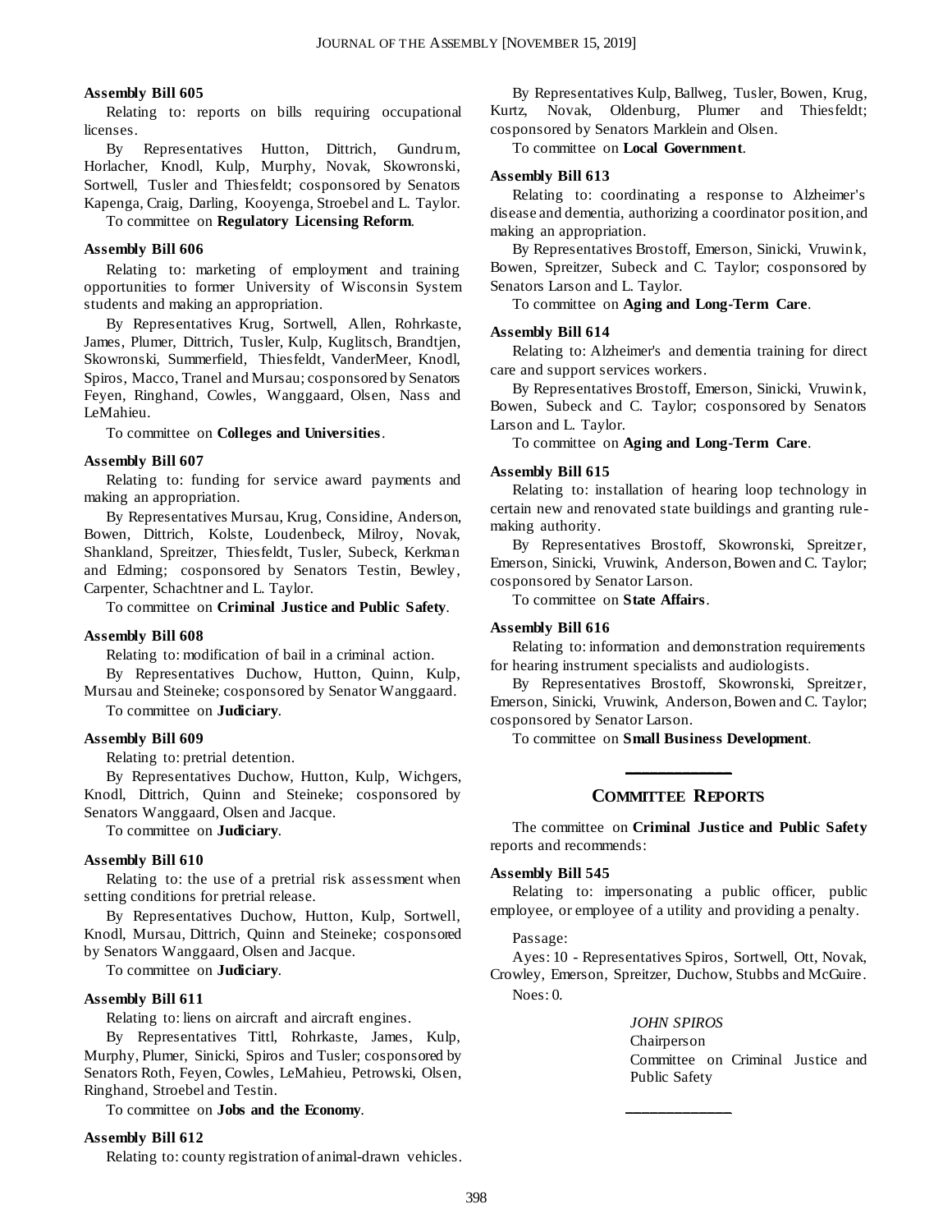**Assembly Bill 605**

Relating to: reports on bills requiring occupational licenses.

By Representatives Hutton, Dittrich, Gundrum, Horlacher, Knodl, Kulp, Murphy, Novak, Skowronski, Sortwell, Tusler and Thiesfeldt; cosponsored by Senators Kapenga, Craig, Darling, Kooyenga, Stroebel and L. Taylor.

To committee on **Regulatory Licensing Reform**.

**Assembly Bill 606**

Relating to: marketing of employment and training opportunities to former University of Wisconsin System students and making an appropriation.

By Representatives Krug, Sortwell, Allen, Rohrkaste, James, Plumer, Dittrich, Tusler, Kulp, Kuglitsch, Brandtjen, Skowronski, Summerfield, Thiesfeldt, VanderMeer, Knodl, Spiros, Macco, Tranel and Mursau; cosponsored by Senators Feyen, Ringhand, Cowles, Wanggaard, Olsen, Nass and LeMahieu.

To committee on **Colleges and Universities**.

**Assembly Bill 607**

Relating to: funding for service award payments and making an appropriation.

By Representatives Mursau, Krug, Considine, Anderson, Bowen, Dittrich, Kolste, Loudenbeck, Milroy, Novak, Shankland, Spreitzer, Thiesfeldt, Tusler, Subeck, Kerkman and Edming; cosponsored by Senators Testin, Bewley, Carpenter, Schachtner and L. Taylor.

To committee on **Criminal Justice and Public Safety**.

**Assembly Bill 608**

Relating to: modification of bail in a criminal action.

By Representatives Duchow, Hutton, Quinn, Kulp, Mursau and Steineke; cosponsored by Senator Wanggaard.

To committee on **Judiciary**.

**Assembly Bill 609**

Relating to: pretrial detention.

By Representatives Duchow, Hutton, Kulp, Wichgers, Knodl, Dittrich, Quinn and Steineke; cosponsored by Senators Wanggaard, Olsen and Jacque.

To committee on **Judiciary**.

**Assembly Bill 610**

Relating to: the use of a pretrial risk assessment when setting conditions for pretrial release.

By Representatives Duchow, Hutton, Kulp, Sortwell, Knodl, Mursau, Dittrich, Quinn and Steineke; cosponsored by Senators Wanggaard, Olsen and Jacque.

To committee on **Judiciary**.

**Assembly Bill 611**

Relating to: liens on aircraft and aircraft engines.

By Representatives Tittl, Rohrkaste, James, Kulp, Murphy, Plumer, Sinicki, Spiros and Tusler; cosponsored by Senators Roth, Feyen, Cowles, LeMahieu, Petrowski, Olsen, Ringhand, Stroebel and Testin.

To committee on **Jobs and the Economy**.

**Assembly Bill 612**

Relating to: county registration of animal-drawn vehicles.

By Representatives Kulp, Ballweg, Tusler, Bowen, Krug, Kurtz, Novak, Oldenburg, Plumer and Thiesfeldt; cosponsored by Senators Marklein and Olsen.

To committee on **Local Government**.

**Assembly Bill 613**

Relating to: coordinating a response to Alzheimer's disease and dementia, authorizing a coordinator position, and making an appropriation.

By Representatives Brostoff, Emerson, Sinicki, Vruwink, Bowen, Spreitzer, Subeck and C. Taylor; cosponsored by Senators Larson and L. Taylor.

To committee on **Aging and Long-Term Care**.

**Assembly Bill 614**

Relating to: Alzheimer's and dementia training for direct care and support services workers.

By Representatives Brostoff, Emerson, Sinicki, Vruwink, Bowen, Subeck and C. Taylor; cosponsored by Senators Larson and L. Taylor.

To committee on **Aging and Long-Term Care**.

**Assembly Bill 615**

Relating to: installation of hearing loop technology in certain new and renovated state buildings and granting rule-making authority.

By Representatives Brostoff, Skowronski, Spreitzer, Emerson, Sinicki, Vruwink, Anderson, Bowen and C. Taylor; cosponsored by Senator Larson.

To committee on **State Affairs**.

**Assembly Bill 616**

Relating to: information and demonstration requirements for hearing instrument specialists and audiologists.

By Representatives Brostoff, Skowronski, Spreitzer, Emerson, Sinicki, Vruwink, Anderson, Bowen and C. Taylor; cosponsored by Senator Larson.

To committee on **Small Business Development**.

---

## COMMITTEE REPORTS

The committee on **Criminal Justice and Public Safety** reports and recommends:

**Assembly Bill 545**

Relating to: impersonating a public officer, public employee, or employee of a utility and providing a penalty.

Passage:

Ayes: 10 - Representatives Spiros, Sortwell, Ott, Novak, Crowley, Emerson, Spreitzer, Duchow, Stubbs and McGuire.

Noes: 0.

*JOHN SPIROS*
Chairperson
Committee on Criminal Justice and Public Safety

---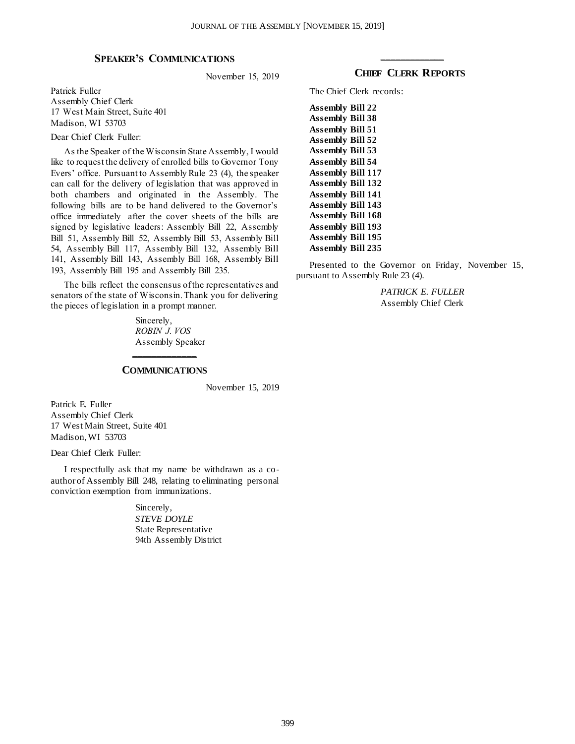## SPEAKER'S COMMUNICATIONS

November 15, 2019

Patrick Fuller
Assembly Chief Clerk
17 West Main Street, Suite 401
Madison, WI 53703

Dear Chief Clerk Fuller:

As the Speaker of the Wisconsin State Assembly, I would like to request the delivery of enrolled bills to Governor Tony Evers' office. Pursuant to Assembly Rule 23 (4), the speaker can call for the delivery of legislation that was approved in both chambers and originated in the Assembly. The following bills are to be hand delivered to the Governor's office immediately after the cover sheets of the bills are signed by legislative leaders: Assembly Bill 22, Assembly Bill 51, Assembly Bill 52, Assembly Bill 53, Assembly Bill 54, Assembly Bill 117, Assembly Bill 132, Assembly Bill 141, Assembly Bill 143, Assembly Bill 168, Assembly Bill 193, Assembly Bill 195 and Assembly Bill 235.

The bills reflect the consensus of the representatives and senators of the state of Wisconsin. Thank you for delivering the pieces of legislation in a prompt manner.

Sincerely,
*ROBIN J. VOS*
Assembly Speaker

## COMMUNICATIONS

November 15, 2019

Patrick E. Fuller
Assembly Chief Clerk
17 West Main Street, Suite 401
Madison, WI 53703

Dear Chief Clerk Fuller:

I respectfully ask that my name be withdrawn as a co-author of Assembly Bill 248, relating to eliminating personal conviction exemption from immunizations.

Sincerely,
*STEVE DOYLE*
State Representative
94th Assembly District

## CHIEF CLERK REPORTS

The Chief Clerk records:

**Assembly Bill 22**
**Assembly Bill 38**
**Assembly Bill 51**
**Assembly Bill 52**
**Assembly Bill 53**
**Assembly Bill 54**
**Assembly Bill 117**
**Assembly Bill 132**
**Assembly Bill 141**
**Assembly Bill 143**
**Assembly Bill 168**
**Assembly Bill 193**
**Assembly Bill 195**
**Assembly Bill 235**

Presented to the Governor on Friday, November 15, pursuant to Assembly Rule 23 (4).

*PATRICK E. FULLER*
Assembly Chief Clerk